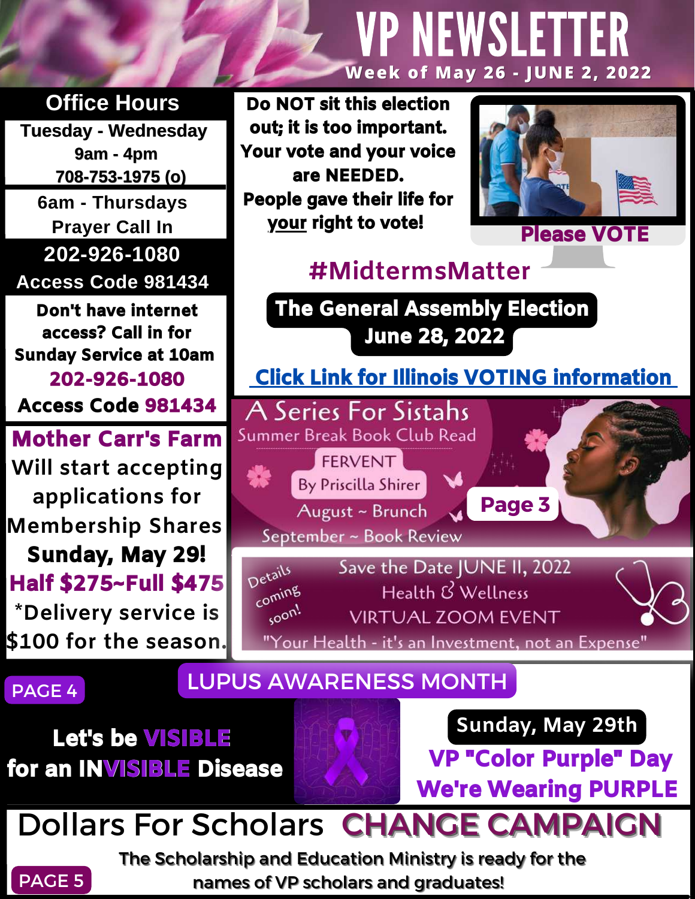# VP NEWSLETTER

**Week of May 26 - JUNE 2, 2022**

## Office Hours

**Tuesday - Wednesday**
**9am - 4pm**
**708-753-1975 (o)**

6am - Thursdays
Prayer Call In
**202-926-1080**
**Access Code 981434**

**Don't have internet access? Call in for Sunday Service at 10am**
**202-926-1080**
**Access Code 981434**

## Mother Carr's Farm

Will start accepting applications for Membership Shares
**Sunday, May 29!**
**Half $275~Full $475**
*Delivery service is $100 for the season.

**Do NOT sit this election out; it is too important. Your vote and your voice are NEEDED. People gave their life for your right to vote!**

**Please VOTE**

## #MidtermsMatter

**The General Assembly Election June 28, 2022**

**Click Link for Illinois VOTING information**

## A Series For Sistahs

Summer Break Book Club Read
FERVENT
By Priscilla Shirer
August ~ Brunch
September ~ Book Review

**Page 3**

Details coming soon!

Save the Date JUNE 11, 2022
Health & Wellness
VIRTUAL ZOOM EVENT
"Your Health - it's an Investment, not an Expense"

PAGE 4

## LUPUS AWARENESS MONTH

**Let's be VISIBLE for an INVISIBLE Disease**

**Sunday, May 29th**
**VP "Color Purple" Day**
**We're Wearing PURPLE**

## Dollars For Scholars CHANGE CAMPAIGN

PAGE 5

The Scholarship and Education Ministry is ready for the names of VP scholars and graduates!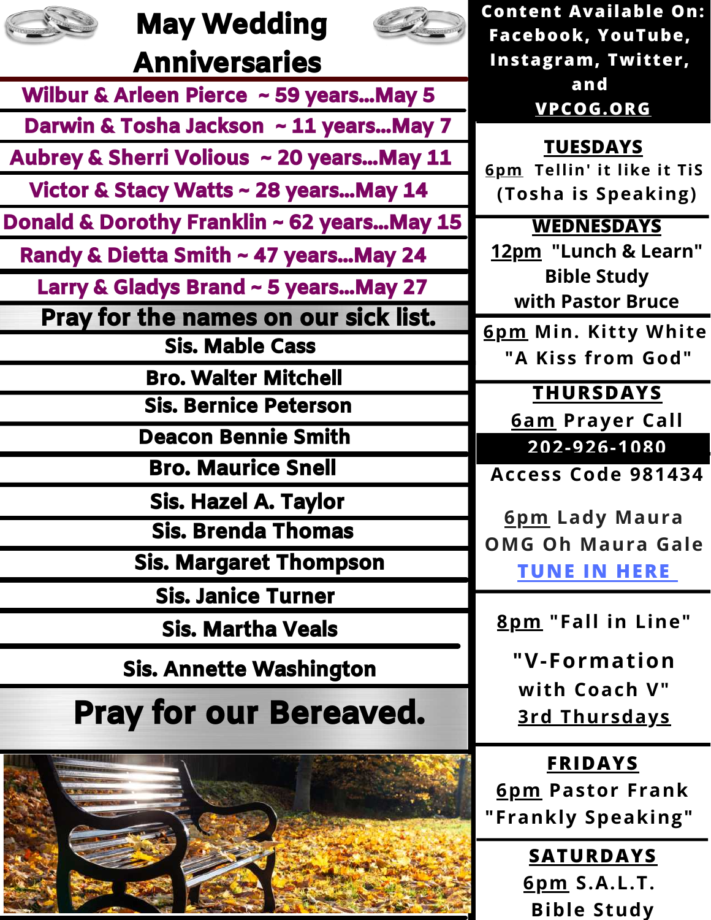# May Wedding Anniversaries

- Wilbur & Arleen Pierce ~ 59 years...May 5
- Darwin & Tosha Jackson ~ 11 years...May 7
- Aubrey & Sherri Volious ~ 20 years...May 11
- Victor & Stacy Watts ~ 28 years...May 14
- Donald & Dorothy Franklin ~ 62 years...May 15
- Randy & Dietta Smith ~ 47 years...May 24
- Larry & Gladys Brand ~ 5 years...May 27

## Pray for the names on our sick list.

- Sis. Mable Cass
- Bro. Walter Mitchell
- Sis. Bernice Peterson
- Deacon Bennie Smith
- Bro. Maurice Snell
- Sis. Hazel A. Taylor
- Sis. Brenda Thomas
- Sis. Margaret Thompson
- Sis. Janice Turner
- Sis. Martha Veals
- Sis. Annette Washington

## Pray for our Bereaved.

**Content Available On: Facebook, YouTube, Instagram, Twitter, and VPCOG.ORG**

### TUESDAYS

6pm Tellin' it like it TiS (Tosha is Speaking)

### WEDNESDAYS

12pm "Lunch & Learn" Bible Study with Pastor Bruce

6pm Min. Kitty White "A Kiss from God"

### THURSDAYS

6am Prayer Call
202-926-1080
Access Code 981434

6pm Lady Maura
OMG Oh Maura Gale
TUNE IN HERE

8pm "Fall in Line"
"V-Formation with Coach V"
3rd Thursdays

### FRIDAYS

6pm Pastor Frank "Frankly Speaking"

### SATURDAYS

6pm S.A.L.T. Bible Study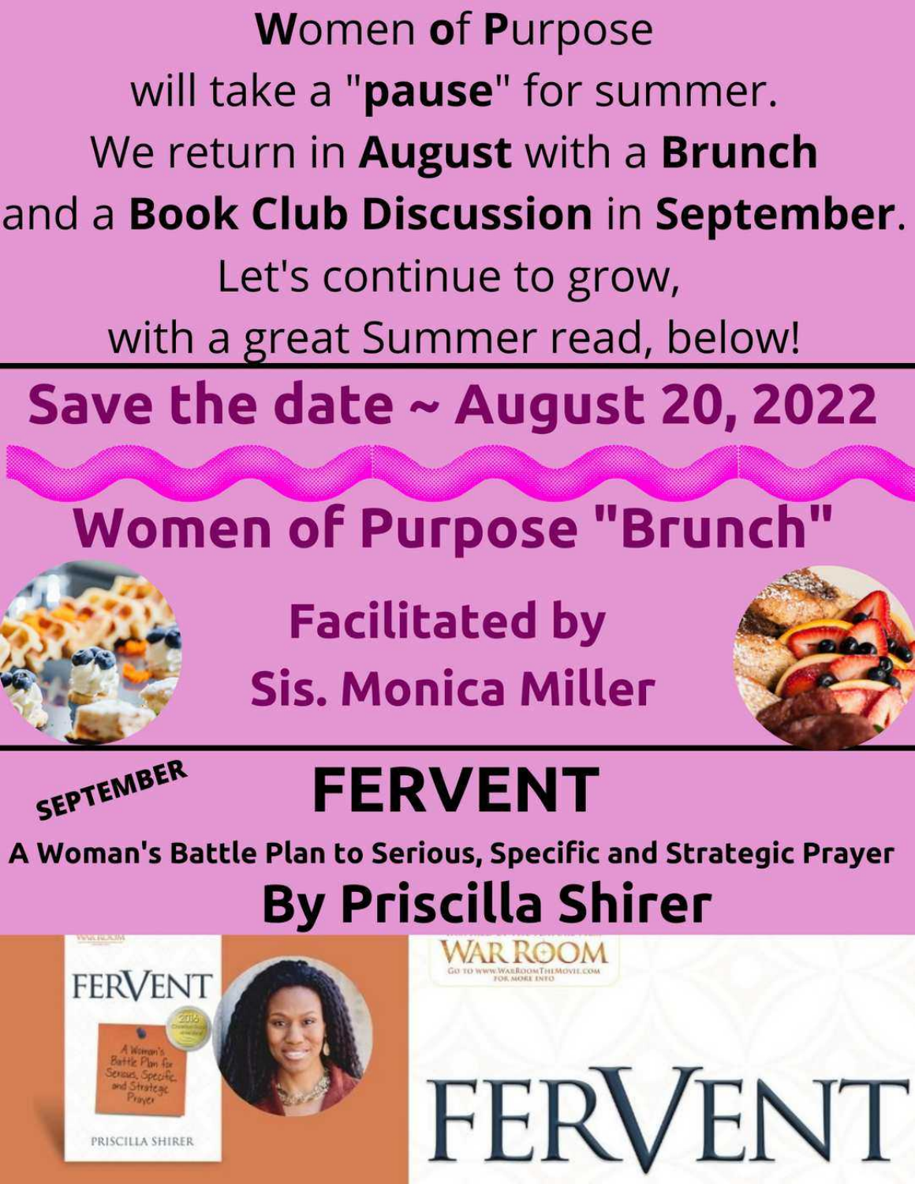**W**omen **o**f **P**urpose
will take a "**pause**" for summer.
We return in **August** with a **Brunch**
and a **Book Club Discussion** in **September**.
Let's continue to grow,
with a great Summer read, below!

## Save the date ~ August 20, 2022

## Women of Purpose "Brunch"

**Facilitated by**
**Sis. Monica Miller**

SEPTEMBER

# FERVENT

**A Woman's Battle Plan to Serious, Specific and Strategic Prayer**

## By Priscilla Shirer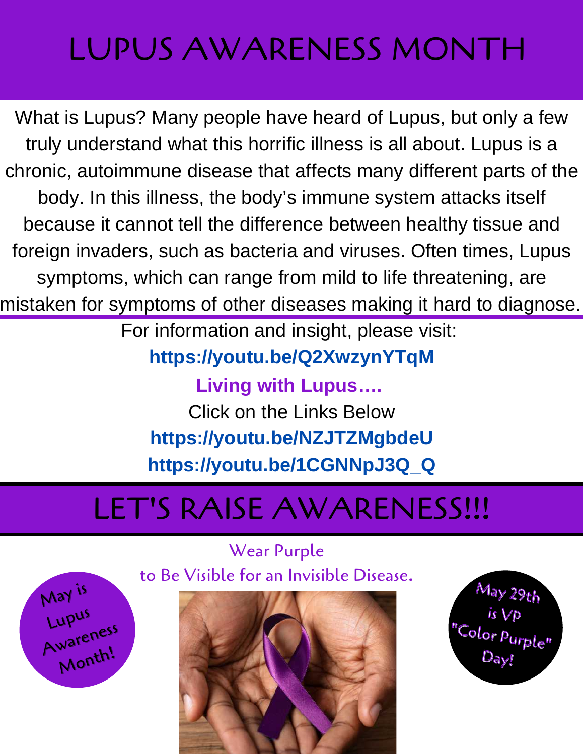# LUPUS AWARENESS MONTH

What is Lupus? Many people have heard of Lupus, but only a few truly understand what this horrific illness is all about. Lupus is a chronic, autoimmune disease that affects many different parts of the body. In this illness, the body's immune system attacks itself because it cannot tell the difference between healthy tissue and foreign invaders, such as bacteria and viruses. Often times, Lupus symptoms, which can range from mild to life threatening, are mistaken for symptoms of other diseases making it hard to diagnose.

For information and insight, please visit:

**https://youtu.be/Q2XwzynYTqM**

**Living with Lupus….**

Click on the Links Below

**https://youtu.be/NZJTZMgbdeU**

**https://youtu.be/1CGNNpJ3Q_Q**

# LET'S RAISE AWARENESS!!!

Wear Purple

to Be Visible for an Invisible Disease.

May is Lupus Awareness Month!

May 29th is VP "Color Purple" Day!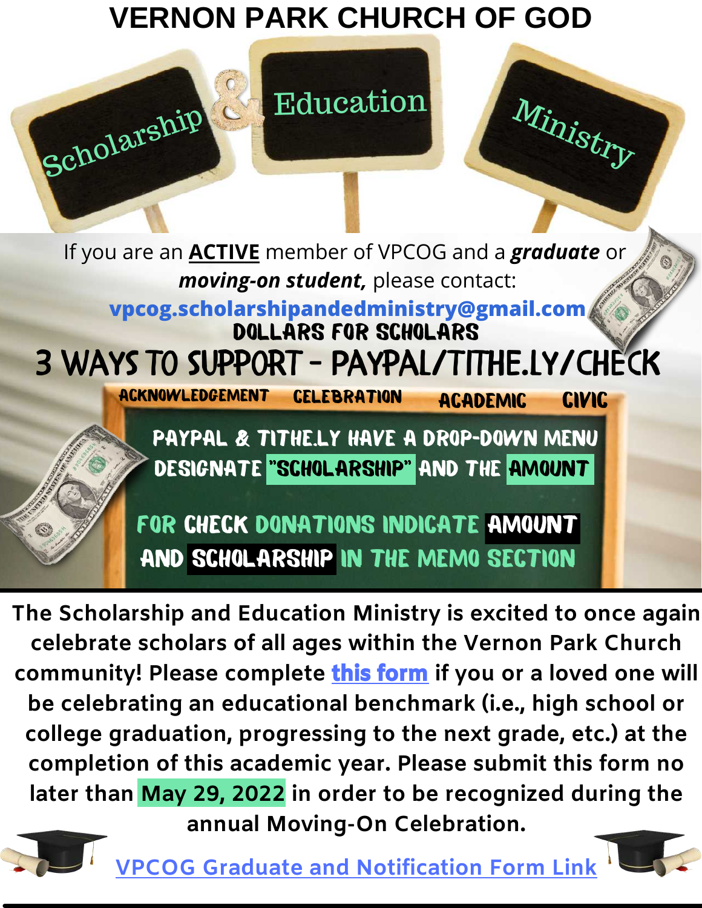# VERNON PARK CHURCH OF GOD

Scholarship & Education Ministry

If you are an **ACTIVE** member of VPCOG and a ***graduate*** or ***moving-on student,*** please contact:

**vpcog.scholarshipandedministry@gmail.com**

**DOLLARS FOR SCHOLARS**

## 3 WAYS TO SUPPORT - PAYPAL/TITHE.LY/CHECK

**ACKNOWLEDGEMENT CELEBRATION ACADEMIC CIVIC**

**PAYPAL & TITHE.LY HAVE A DROP-DOWN MENU DESIGNATE "SCHOLARSHIP" AND THE AMOUNT**

**FOR CHECK DONATIONS INDICATE AMOUNT AND SCHOLARSHIP IN THE MEMO SECTION**

**The Scholarship and Education Ministry is excited to once again celebrate scholars of all ages within the Vernon Park Church community! Please complete this form if you or a loved one will be celebrating an educational benchmark (i.e., high school or college graduation, progressing to the next grade, etc.) at the completion of this academic year. Please submit this form no later than May 29, 2022 in order to be recognized during the annual Moving-On Celebration.**

VPCOG Graduate and Notification Form Link